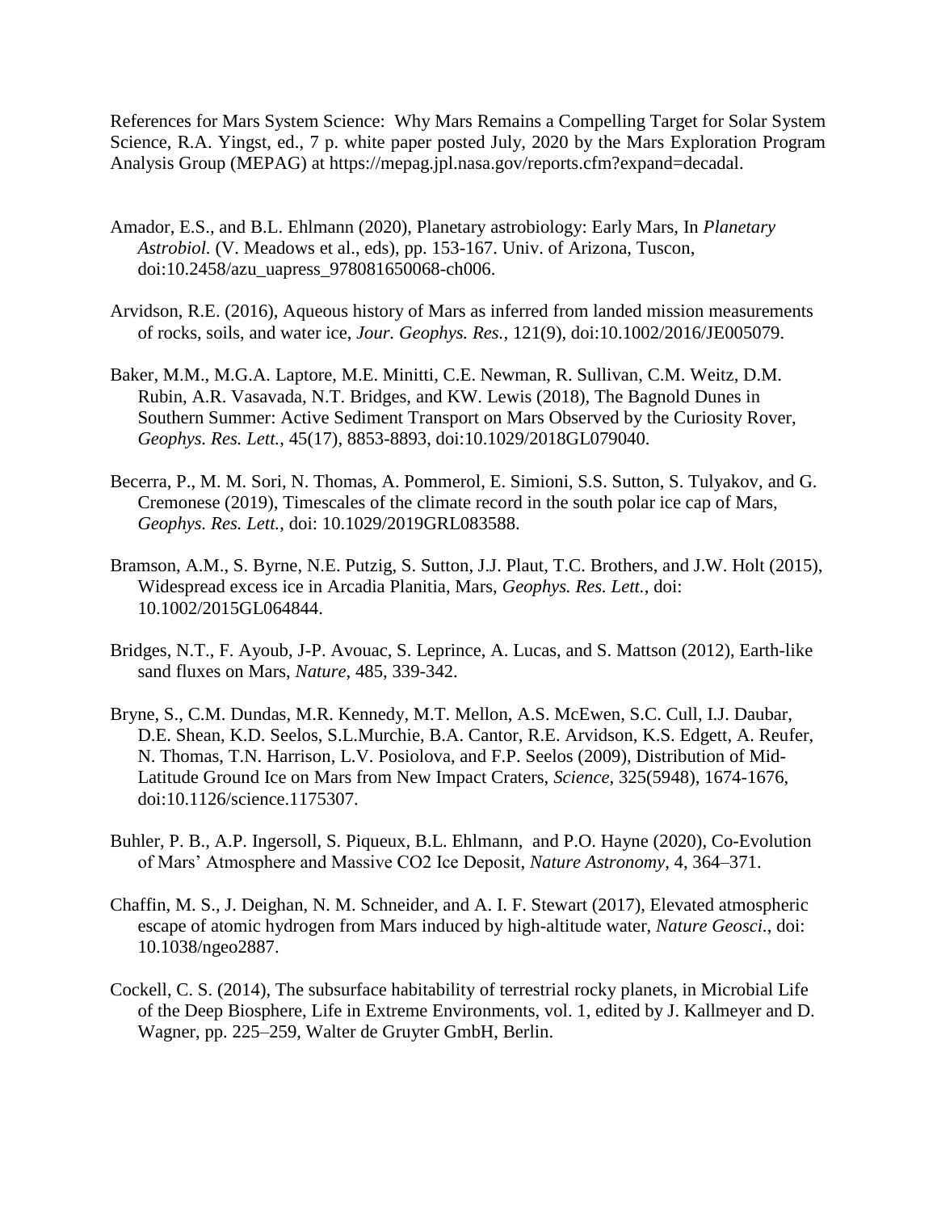References for Mars System Science: Why Mars Remains a Compelling Target for Solar System Science, R.A. Yingst, ed., 7 p. white paper posted July, 2020 by the Mars Exploration Program Analysis Group (MEPAG) at https://mepag.jpl.nasa.gov/reports.cfm?expand=decadal.

Amador, E.S., and B.L. Ehlmann (2020), Planetary astrobiology: Early Mars, In *Planetary Astrobiol.* (V. Meadows et al., eds), pp. 153-167. Univ. of Arizona, Tuscon, doi:10.2458/azu_uapress_978081650068-ch006.

Arvidson, R.E. (2016), Aqueous history of Mars as inferred from landed mission measurements of rocks, soils, and water ice, *Jour. Geophys. Res.*, 121(9), doi:10.1002/2016/JE005079.

Baker, M.M., M.G.A. Laptore, M.E. Minitti, C.E. Newman, R. Sullivan, C.M. Weitz, D.M. Rubin, A.R. Vasavada, N.T. Bridges, and KW. Lewis (2018), The Bagnold Dunes in Southern Summer: Active Sediment Transport on Mars Observed by the Curiosity Rover, *Geophys. Res. Lett.*, 45(17), 8853-8893, doi:10.1029/2018GL079040.

Becerra, P., M. M. Sori, N. Thomas, A. Pommerol, E. Simioni, S.S. Sutton, S. Tulyakov, and G. Cremonese (2019), Timescales of the climate record in the south polar ice cap of Mars, *Geophys. Res. Lett.*, doi: 10.1029/2019GRL083588.

Bramson, A.M., S. Byrne, N.E. Putzig, S. Sutton, J.J. Plaut, T.C. Brothers, and J.W. Holt (2015), Widespread excess ice in Arcadia Planitia, Mars, *Geophys. Res. Lett.*, doi: 10.1002/2015GL064844.

Bridges, N.T., F. Ayoub, J-P. Avouac, S. Leprince, A. Lucas, and S. Mattson (2012), Earth-like sand fluxes on Mars, *Nature*, 485, 339-342.

Bryne, S., C.M. Dundas, M.R. Kennedy, M.T. Mellon, A.S. McEwen, S.C. Cull, I.J. Daubar, D.E. Shean, K.D. Seelos, S.L.Murchie, B.A. Cantor, R.E. Arvidson, K.S. Edgett, A. Reufer, N. Thomas, T.N. Harrison, L.V. Posiolova, and F.P. Seelos (2009), Distribution of Mid-Latitude Ground Ice on Mars from New Impact Craters, *Science*, 325(5948), 1674-1676, doi:10.1126/science.1175307.

Buhler, P. B., A.P. Ingersoll, S. Piqueux, B.L. Ehlmann, and P.O. Hayne (2020), Co-Evolution of Mars' Atmosphere and Massive CO2 Ice Deposit, *Nature Astronomy*, 4, 364–371.

Chaffin, M. S., J. Deighan, N. M. Schneider, and A. I. F. Stewart (2017), Elevated atmospheric escape of atomic hydrogen from Mars induced by high-altitude water, *Nature Geosci.*, doi: 10.1038/ngeo2887.

Cockell, C. S. (2014), The subsurface habitability of terrestrial rocky planets, in Microbial Life of the Deep Biosphere, Life in Extreme Environments, vol. 1, edited by J. Kallmeyer and D. Wagner, pp. 225–259, Walter de Gruyter GmbH, Berlin.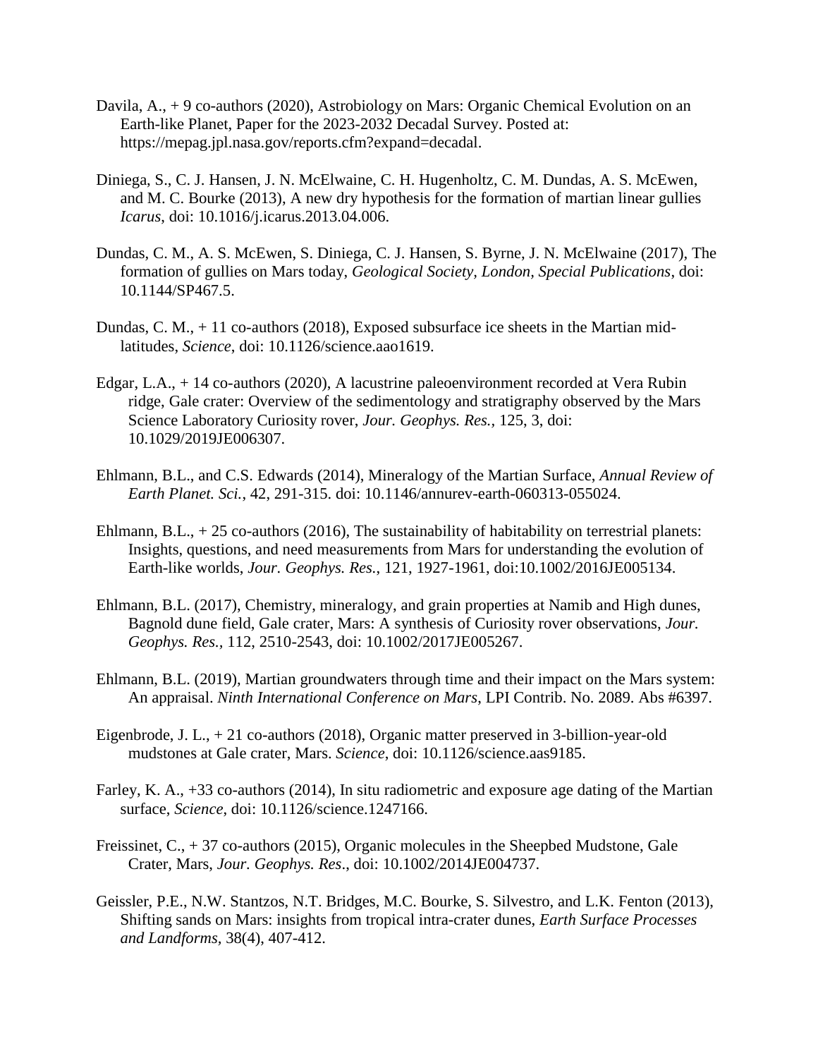Davila, A., + 9 co-authors (2020), Astrobiology on Mars: Organic Chemical Evolution on an Earth-like Planet, Paper for the 2023-2032 Decadal Survey. Posted at: https://mepag.jpl.nasa.gov/reports.cfm?expand=decadal.

Diniega, S., C. J. Hansen, J. N. McElwaine, C. H. Hugenholtz, C. M. Dundas, A. S. McEwen, and M. C. Bourke (2013), A new dry hypothesis for the formation of martian linear gullies *Icarus*, doi: 10.1016/j.icarus.2013.04.006.

Dundas, C. M., A. S. McEwen, S. Diniega, C. J. Hansen, S. Byrne, J. N. McElwaine (2017), The formation of gullies on Mars today, *Geological Society, London, Special Publications*, doi: 10.1144/SP467.5.

Dundas, C. M., + 11 co-authors (2018), Exposed subsurface ice sheets in the Martian mid-latitudes, *Science*, doi: 10.1126/science.aao1619.

Edgar, L.A., + 14 co-authors (2020), A lacustrine paleoenvironment recorded at Vera Rubin ridge, Gale crater: Overview of the sedimentology and stratigraphy observed by the Mars Science Laboratory Curiosity rover, *Jour. Geophys. Res.*, 125, 3, doi: 10.1029/2019JE006307.

Ehlmann, B.L., and C.S. Edwards (2014), Mineralogy of the Martian Surface, *Annual Review of Earth Planet. Sci.*, 42, 291-315. doi: 10.1146/annurev-earth-060313-055024.

Ehlmann, B.L., + 25 co-authors (2016), The sustainability of habitability on terrestrial planets: Insights, questions, and need measurements from Mars for understanding the evolution of Earth-like worlds, *Jour. Geophys. Res.*, 121, 1927-1961, doi:10.1002/2016JE005134.

Ehlmann, B.L. (2017), Chemistry, mineralogy, and grain properties at Namib and High dunes, Bagnold dune field, Gale crater, Mars: A synthesis of Curiosity rover observations, *Jour. Geophys. Res.*, 112, 2510-2543, doi: 10.1002/2017JE005267.

Ehlmann, B.L. (2019), Martian groundwaters through time and their impact on the Mars system: An appraisal. *Ninth International Conference on Mars*, LPI Contrib. No. 2089. Abs #6397.

Eigenbrode, J. L., + 21 co-authors (2018), Organic matter preserved in 3-billion-year-old mudstones at Gale crater, Mars. *Science*, doi: 10.1126/science.aas9185.

Farley, K. A., +33 co-authors (2014), In situ radiometric and exposure age dating of the Martian surface, *Science*, doi: 10.1126/science.1247166.

Freissinet, C., + 37 co-authors (2015), Organic molecules in the Sheepbed Mudstone, Gale Crater, Mars, *Jour. Geophys. Res*., doi: 10.1002/2014JE004737.

Geissler, P.E., N.W. Stantzos, N.T. Bridges, M.C. Bourke, S. Silvestro, and L.K. Fenton (2013), Shifting sands on Mars: insights from tropical intra-crater dunes, *Earth Surface Processes and Landforms,* 38(4), 407-412.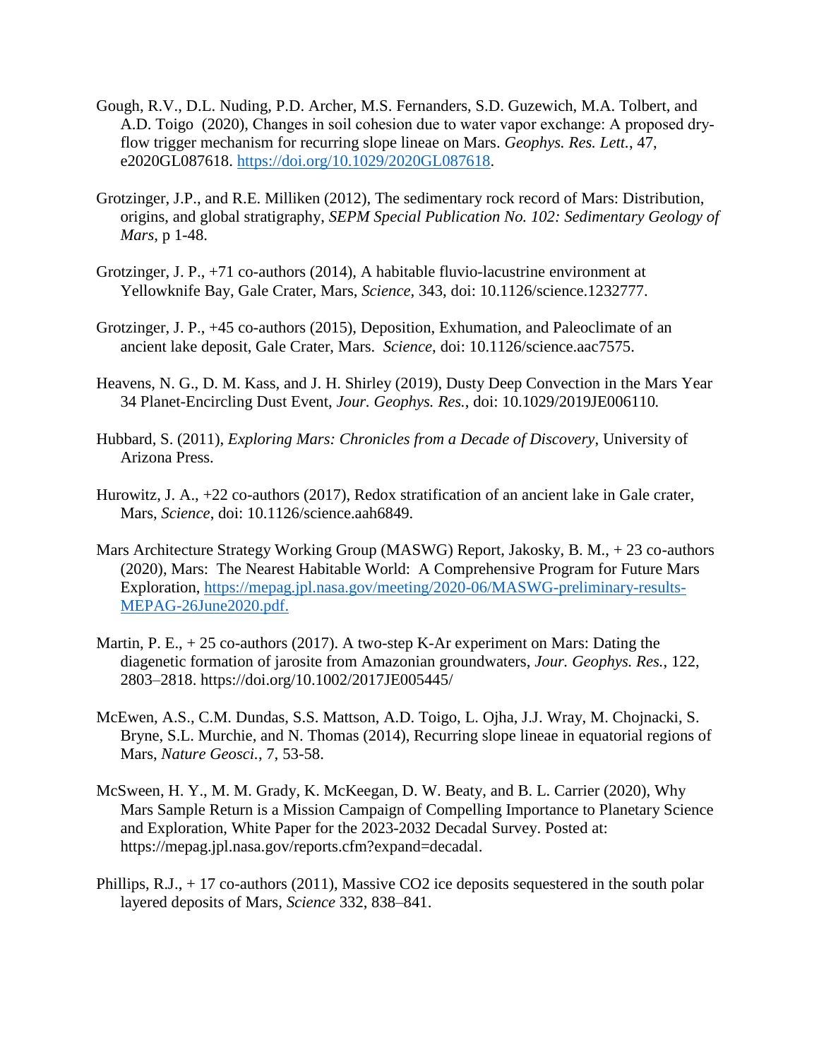Gough, R.V., D.L. Nuding, P.D. Archer, M.S. Fernanders, S.D. Guzewich, M.A. Tolbert, and A.D. Toigo (2020), Changes in soil cohesion due to water vapor exchange: A proposed dry-flow trigger mechanism for recurring slope lineae on Mars. *Geophys. Res. Lett.*, 47, e2020GL087618. https://doi.org/10.1029/2020GL087618.

Grotzinger, J.P., and R.E. Milliken (2012), The sedimentary rock record of Mars: Distribution, origins, and global stratigraphy, *SEPM Special Publication No. 102: Sedimentary Geology of Mars*, p 1-48.

Grotzinger, J. P., +71 co-authors (2014), A habitable fluvio-lacustrine environment at Yellowknife Bay, Gale Crater, Mars, *Science*, 343, doi: 10.1126/science.1232777.

Grotzinger, J. P., +45 co-authors (2015), Deposition, Exhumation, and Paleoclimate of an ancient lake deposit, Gale Crater, Mars. *Science*, doi: 10.1126/science.aac7575.

Heavens, N. G., D. M. Kass, and J. H. Shirley (2019), Dusty Deep Convection in the Mars Year 34 Planet-Encircling Dust Event, *Jour. Geophys. Res.*, doi: 10.1029/2019JE006110.

Hubbard, S. (2011), *Exploring Mars: Chronicles from a Decade of Discovery*, University of Arizona Press.

Hurowitz, J. A., +22 co-authors (2017), Redox stratification of an ancient lake in Gale crater, Mars, *Science*, doi: 10.1126/science.aah6849.

Mars Architecture Strategy Working Group (MASWG) Report, Jakosky, B. M., + 23 co-authors (2020), Mars: The Nearest Habitable World: A Comprehensive Program for Future Mars Exploration, https://mepag.jpl.nasa.gov/meeting/2020-06/MASWG-preliminary-results-MEPAG-26June2020.pdf.

Martin, P. E., + 25 co-authors (2017). A two-step K-Ar experiment on Mars: Dating the diagenetic formation of jarosite from Amazonian groundwaters, *Jour. Geophys. Res.*, 122, 2803–2818. https://doi.org/10.1002/2017JE005445/

McEwen, A.S., C.M. Dundas, S.S. Mattson, A.D. Toigo, L. Ojha, J.J. Wray, M. Chojnacki, S. Bryne, S.L. Murchie, and N. Thomas (2014), Recurring slope lineae in equatorial regions of Mars, *Nature Geosci.*, 7, 53-58.

McSween, H. Y., M. M. Grady, K. McKeegan, D. W. Beaty, and B. L. Carrier (2020), Why Mars Sample Return is a Mission Campaign of Compelling Importance to Planetary Science and Exploration, White Paper for the 2023-2032 Decadal Survey. Posted at: https://mepag.jpl.nasa.gov/reports.cfm?expand=decadal.

Phillips, R.J., + 17 co-authors (2011), Massive $CO_2$ ice deposits sequestered in the south polar layered deposits of Mars, *Science* 332, 838–841.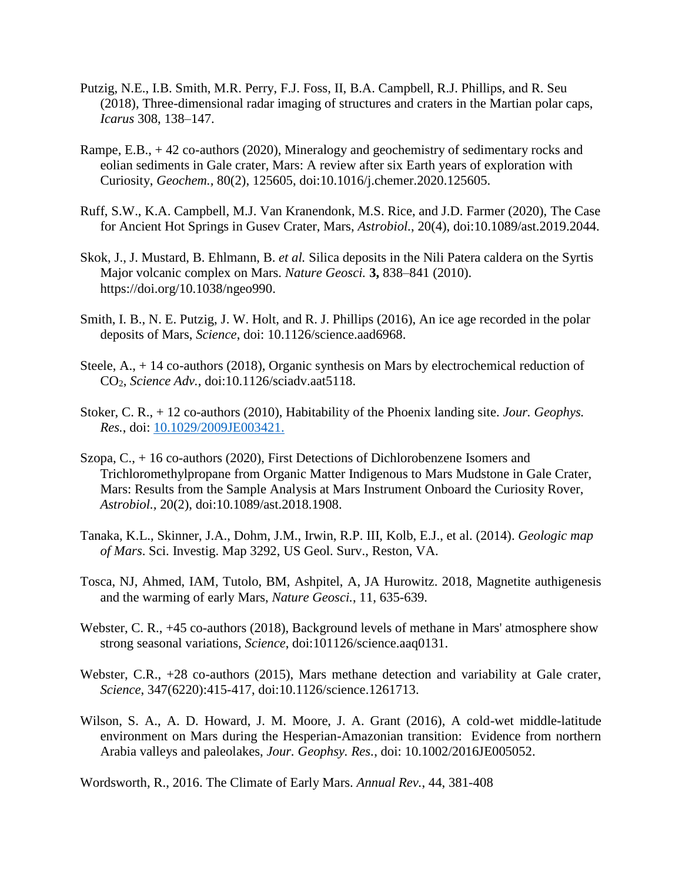Putzig, N.E., I.B. Smith, M.R. Perry, F.J. Foss, II, B.A. Campbell, R.J. Phillips, and R. Seu (2018), Three-dimensional radar imaging of structures and craters in the Martian polar caps, *Icarus* 308, 138–147.

Rampe, E.B., + 42 co-authors (2020), Mineralogy and geochemistry of sedimentary rocks and eolian sediments in Gale crater, Mars: A review after six Earth years of exploration with Curiosity, *Geochem.*, 80(2), 125605, doi:10.1016/j.chemer.2020.125605.

Ruff, S.W., K.A. Campbell, M.J. Van Kranendonk, M.S. Rice, and J.D. Farmer (2020), The Case for Ancient Hot Springs in Gusev Crater, Mars, *Astrobiol.*, 20(4), doi:10.1089/ast.2019.2044.

Skok, J., J. Mustard, B. Ehlmann, B. *et al.* Silica deposits in the Nili Patera caldera on the Syrtis Major volcanic complex on Mars. *Nature Geosci.* **3,** 838–841 (2010). https://doi.org/10.1038/ngeo990.

Smith, I. B., N. E. Putzig, J. W. Holt, and R. J. Phillips (2016), An ice age recorded in the polar deposits of Mars, *Science*, doi: 10.1126/science.aad6968.

Steele, A., + 14 co-authors (2018), Organic synthesis on Mars by electrochemical reduction of $CO_2$, *Science Adv.*, doi:10.1126/sciadv.aat5118.

Stoker, C. R., + 12 co-authors (2010), Habitability of the Phoenix landing site. *Jour. Geophys. Res.*, doi: 10.1029/2009JE003421.

Szopa, C., + 16 co-authors (2020), First Detections of Dichlorobenzene Isomers and Trichloromethylpropane from Organic Matter Indigenous to Mars Mudstone in Gale Crater, Mars: Results from the Sample Analysis at Mars Instrument Onboard the Curiosity Rover, *Astrobiol.,* 20(2), doi:10.1089/ast.2018.1908.

Tanaka, K.L., Skinner, J.A., Dohm, J.M., Irwin, R.P. III, Kolb, E.J., et al. (2014). *Geologic map of Mars*. Sci. Investig. Map 3292, US Geol. Surv., Reston, VA.

Tosca, NJ, Ahmed, IAM, Tutolo, BM, Ashpitel, A, JA Hurowitz. 2018, Magnetite authigenesis and the warming of early Mars, *Nature Geosci.*, 11, 635-639.

Webster, C. R., +45 co-authors (2018), Background levels of methane in Mars' atmosphere show strong seasonal variations, *Science*, doi:101126/science.aaq0131.

Webster, C.R., +28 co-authors (2015), Mars methane detection and variability at Gale crater, *Science*, 347(6220):415-417, doi:10.1126/science.1261713.

Wilson, S. A., A. D. Howard, J. M. Moore, J. A. Grant (2016), A cold-wet middle-latitude environment on Mars during the Hesperian-Amazonian transition: Evidence from northern Arabia valleys and paleolakes, *Jour. Geophsy. Res.*, doi: 10.1002/2016JE005052.

Wordsworth, R., 2016. The Climate of Early Mars. *Annual Rev.*, 44, 381-408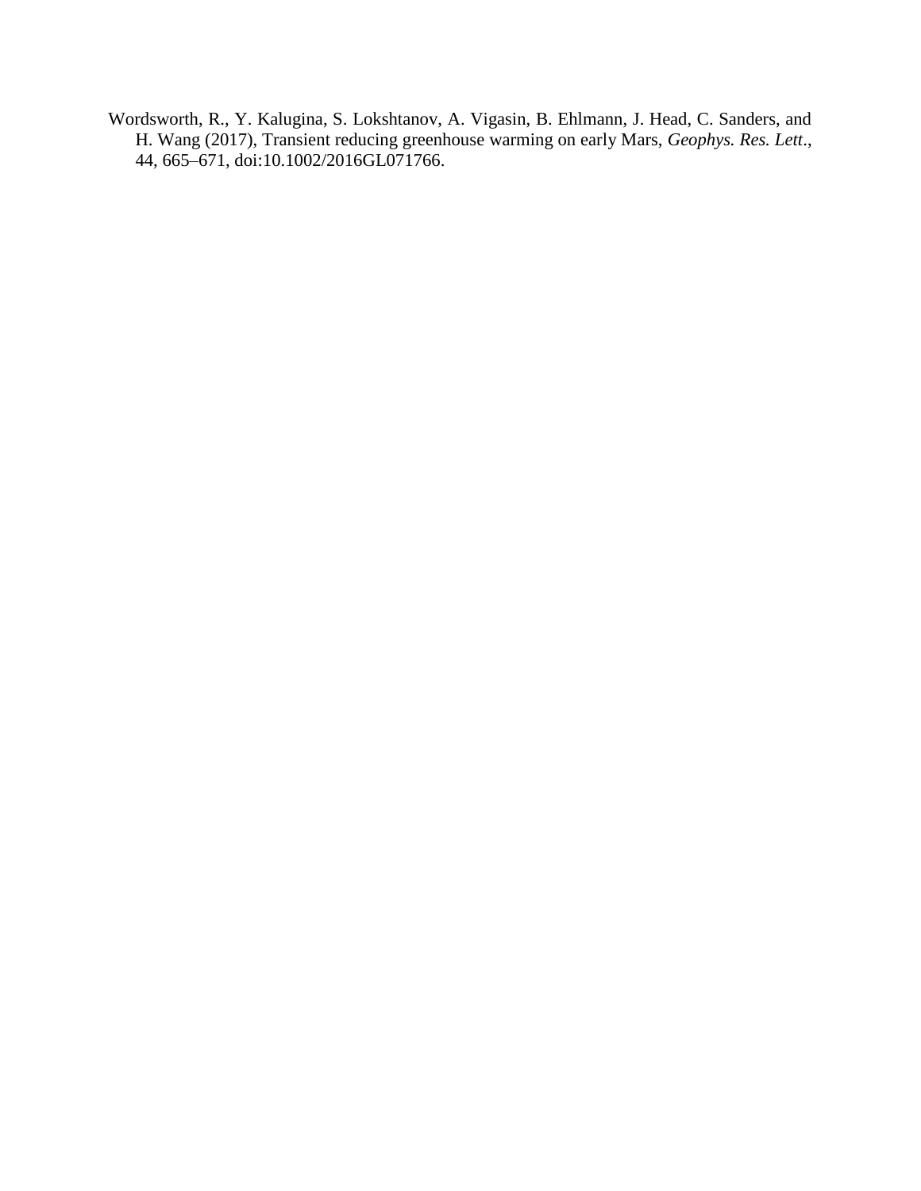Wordsworth, R., Y. Kalugina, S. Lokshtanov, A. Vigasin, B. Ehlmann, J. Head, C. Sanders, and H. Wang (2017), Transient reducing greenhouse warming on early Mars, *Geophys. Res. Lett*., 44, 665–671, doi:10.1002/2016GL071766.